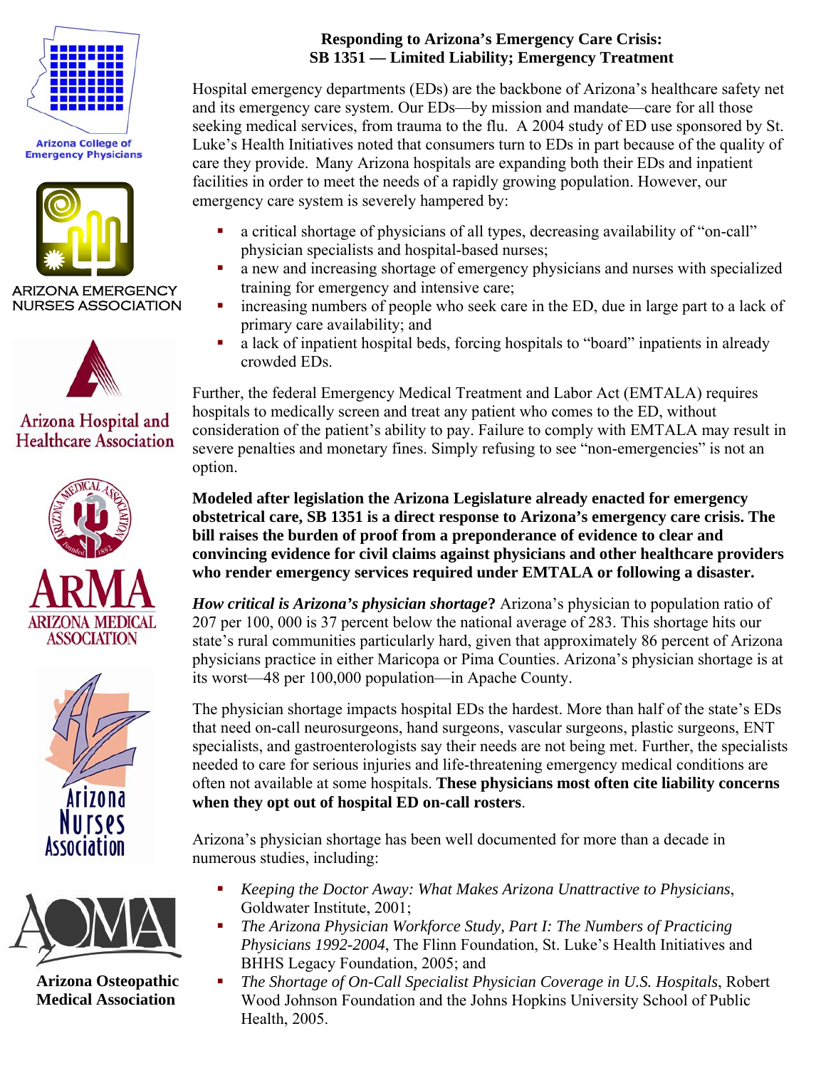Arizona College of Emergency Physicians

ARIZONA EMERGENCY NURSES ASSOCIATION

Arizona Hospital and Healthcare Association

ARMA ARIZONA MEDICAL ASSOCIATION

Arizona Nurses Association

Arizona Osteopathic Medical Association

# Responding to Arizona's Emergency Care Crisis: SB 1351 — Limited Liability; Emergency Treatment

Hospital emergency departments (EDs) are the backbone of Arizona's healthcare safety net and its emergency care system. Our EDs—by mission and mandate—care for all those seeking medical services, from trauma to the flu. A 2004 study of ED use sponsored by St. Luke's Health Initiatives noted that consumers turn to EDs in part because of the quality of care they provide. Many Arizona hospitals are expanding both their EDs and inpatient facilities in order to meet the needs of a rapidly growing population. However, our emergency care system is severely hampered by:

- a critical shortage of physicians of all types, decreasing availability of "on-call" physician specialists and hospital-based nurses;
- a new and increasing shortage of emergency physicians and nurses with specialized training for emergency and intensive care;
- increasing numbers of people who seek care in the ED, due in large part to a lack of primary care availability; and
- a lack of inpatient hospital beds, forcing hospitals to "board" inpatients in already crowded EDs.

Further, the federal Emergency Medical Treatment and Labor Act (EMTALA) requires hospitals to medically screen and treat any patient who comes to the ED, without consideration of the patient's ability to pay. Failure to comply with EMTALA may result in severe penalties and monetary fines. Simply refusing to see "non-emergencies" is not an option.

**Modeled after legislation the Arizona Legislature already enacted for emergency obstetrical care, SB 1351 is a direct response to Arizona's emergency care crisis. The bill raises the burden of proof from a preponderance of evidence to clear and convincing evidence for civil claims against physicians and other healthcare providers who render emergency services required under EMTALA or following a disaster.**

***How critical is Arizona's physician shortage*?** Arizona's physician to population ratio of 207 per 100, 000 is 37 percent below the national average of 283. This shortage hits our state's rural communities particularly hard, given that approximately 86 percent of Arizona physicians practice in either Maricopa or Pima Counties. Arizona's physician shortage is at its worst—48 per 100,000 population—in Apache County.

The physician shortage impacts hospital EDs the hardest. More than half of the state's EDs that need on-call neurosurgeons, hand surgeons, vascular surgeons, plastic surgeons, ENT specialists, and gastroenterologists say their needs are not being met. Further, the specialists needed to care for serious injuries and life-threatening emergency medical conditions are often not available at some hospitals. **These physicians most often cite liability concerns when they opt out of hospital ED on-call rosters**.

Arizona's physician shortage has been well documented for more than a decade in numerous studies, including:

- *Keeping the Doctor Away: What Makes Arizona Unattractive to Physicians*, Goldwater Institute, 2001;
- *The Arizona Physician Workforce Study, Part I: The Numbers of Practicing Physicians 1992-2004*, The Flinn Foundation, St. Luke's Health Initiatives and BHHS Legacy Foundation, 2005; and
- *The Shortage of On-Call Specialist Physician Coverage in U.S. Hospitals*, Robert Wood Johnson Foundation and the Johns Hopkins University School of Public Health, 2005.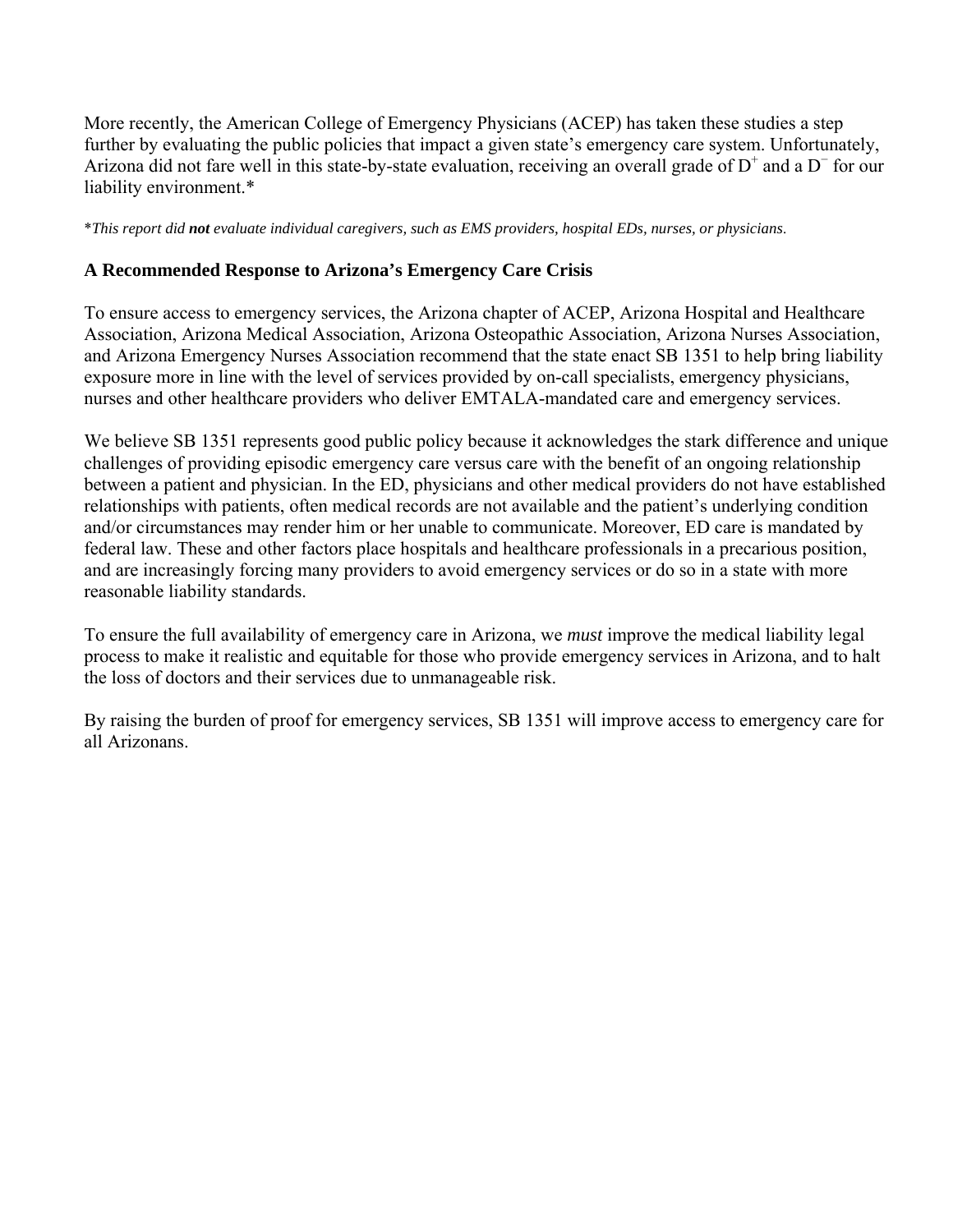More recently, the American College of Emergency Physicians (ACEP) has taken these studies a step further by evaluating the public policies that impact a given state's emergency care system. Unfortunately, Arizona did not fare well in this state-by-state evaluation, receiving an overall grade of $D^+$ and a $D^-$ for our liability environment.*

**This report did* ***not*** *evaluate individual caregivers, such as EMS providers, hospital EDs, nurses, or physicians.*

**A Recommended Response to Arizona's Emergency Care Crisis**

To ensure access to emergency services, the Arizona chapter of ACEP, Arizona Hospital and Healthcare Association, Arizona Medical Association, Arizona Osteopathic Association, Arizona Nurses Association, and Arizona Emergency Nurses Association recommend that the state enact SB 1351 to help bring liability exposure more in line with the level of services provided by on-call specialists, emergency physicians, nurses and other healthcare providers who deliver EMTALA-mandated care and emergency services.

We believe SB 1351 represents good public policy because it acknowledges the stark difference and unique challenges of providing episodic emergency care versus care with the benefit of an ongoing relationship between a patient and physician. In the ED, physicians and other medical providers do not have established relationships with patients, often medical records are not available and the patient's underlying condition and/or circumstances may render him or her unable to communicate. Moreover, ED care is mandated by federal law. These and other factors place hospitals and healthcare professionals in a precarious position, and are increasingly forcing many providers to avoid emergency services or do so in a state with more reasonable liability standards.

To ensure the full availability of emergency care in Arizona, we *must* improve the medical liability legal process to make it realistic and equitable for those who provide emergency services in Arizona, and to halt the loss of doctors and their services due to unmanageable risk.

By raising the burden of proof for emergency services, SB 1351 will improve access to emergency care for all Arizonans.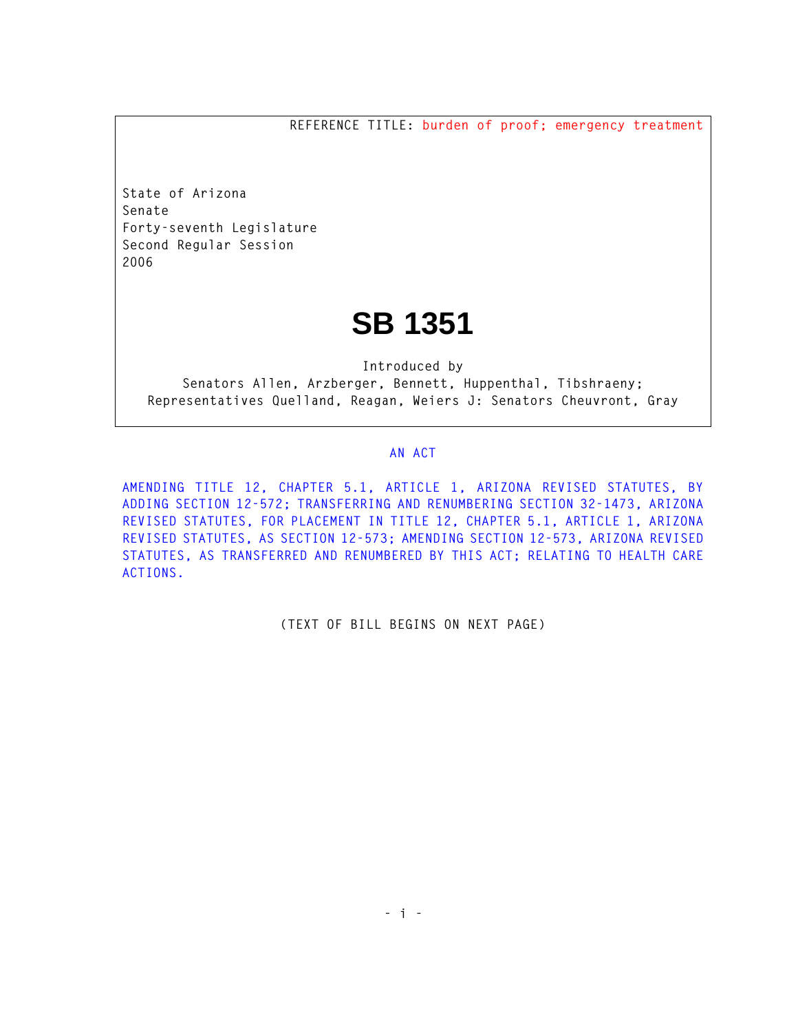REFERENCE TITLE: burden of proof; emergency treatment

State of Arizona
Senate
Forty-seventh Legislature
Second Regular Session
2006

# SB 1351

Introduced by
Senators Allen, Arzberger, Bennett, Huppenthal, Tibshraeny;
Representatives Quelland, Reagan, Weiers J: Senators Cheuvront, Gray

## AN ACT

AMENDING TITLE 12, CHAPTER 5.1, ARTICLE 1, ARIZONA REVISED STATUTES, BY ADDING SECTION 12-572; TRANSFERRING AND RENUMBERING SECTION 32-1473, ARIZONA REVISED STATUTES, FOR PLACEMENT IN TITLE 12, CHAPTER 5.1, ARTICLE 1, ARIZONA REVISED STATUTES, AS SECTION 12-573; AMENDING SECTION 12-573, ARIZONA REVISED STATUTES, AS TRANSFERRED AND RENUMBERED BY THIS ACT; RELATING TO HEALTH CARE ACTIONS.

(TEXT OF BILL BEGINS ON NEXT PAGE)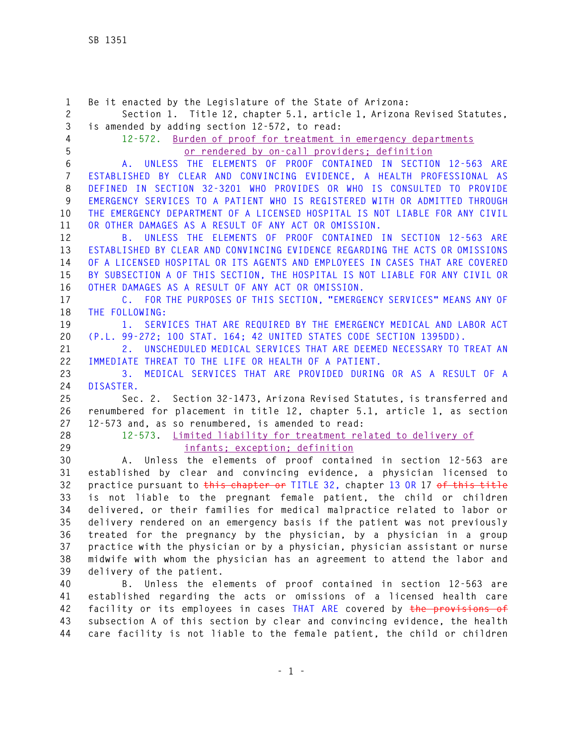Be it enacted by the Legislature of the State of Arizona:

Section 1. Title 12, chapter 5.1, article 1, Arizona Revised Statutes, is amended by adding section 12-572, to read:

12-572. Burden of proof for treatment in emergency departments or rendered by on-call providers; definition

A. UNLESS THE ELEMENTS OF PROOF CONTAINED IN SECTION 12-563 ARE ESTABLISHED BY CLEAR AND CONVINCING EVIDENCE, A HEALTH PROFESSIONAL AS DEFINED IN SECTION 32-3201 WHO PROVIDES OR WHO IS CONSULTED TO PROVIDE EMERGENCY SERVICES TO A PATIENT WHO IS REGISTERED WITH OR ADMITTED THROUGH THE EMERGENCY DEPARTMENT OF A LICENSED HOSPITAL IS NOT LIABLE FOR ANY CIVIL OR OTHER DAMAGES AS A RESULT OF ANY ACT OR OMISSION.

B. UNLESS THE ELEMENTS OF PROOF CONTAINED IN SECTION 12-563 ARE ESTABLISHED BY CLEAR AND CONVINCING EVIDENCE REGARDING THE ACTS OR OMISSIONS OF A LICENSED HOSPITAL OR ITS AGENTS AND EMPLOYEES IN CASES THAT ARE COVERED BY SUBSECTION A OF THIS SECTION, THE HOSPITAL IS NOT LIABLE FOR ANY CIVIL OR OTHER DAMAGES AS A RESULT OF ANY ACT OR OMISSION.

C. FOR THE PURPOSES OF THIS SECTION, "EMERGENCY SERVICES" MEANS ANY OF THE FOLLOWING:

1. SERVICES THAT ARE REQUIRED BY THE EMERGENCY MEDICAL AND LABOR ACT (P.L. 99-272; 100 STAT. 164; 42 UNITED STATES CODE SECTION 1395DD).

2. UNSCHEDULED MEDICAL SERVICES THAT ARE DEEMED NECESSARY TO TREAT AN IMMEDIATE THREAT TO THE LIFE OR HEALTH OF A PATIENT.

3. MEDICAL SERVICES THAT ARE PROVIDED DURING OR AS A RESULT OF A DISASTER.

Sec. 2. Section 32-1473, Arizona Revised Statutes, is transferred and renumbered for placement in title 12, chapter 5.1, article 1, as section 12-573 and, as so renumbered, is amended to read:

12-573. Limited liability for treatment related to delivery of infants; exception; definition

A. Unless the elements of proof contained in section 12-563 are established by clear and convincing evidence, a physician licensed to practice pursuant to ~~this chapter or~~ TITLE 32, chapter 13 OR 17 ~~of this title~~ is not liable to the pregnant female patient, the child or children delivered, or their families for medical malpractice related to labor or delivery rendered on an emergency basis if the patient was not previously treated for the pregnancy by the physician, by a physician in a group practice with the physician or by a physician, physician assistant or nurse midwife with whom the physician has an agreement to attend the labor and delivery of the patient.

B. Unless the elements of proof contained in section 12-563 are established regarding the acts or omissions of a licensed health care facility or its employees in cases THAT ARE covered by ~~the provisions of~~ subsection A of this section by clear and convincing evidence, the health care facility is not liable to the female patient, the child or children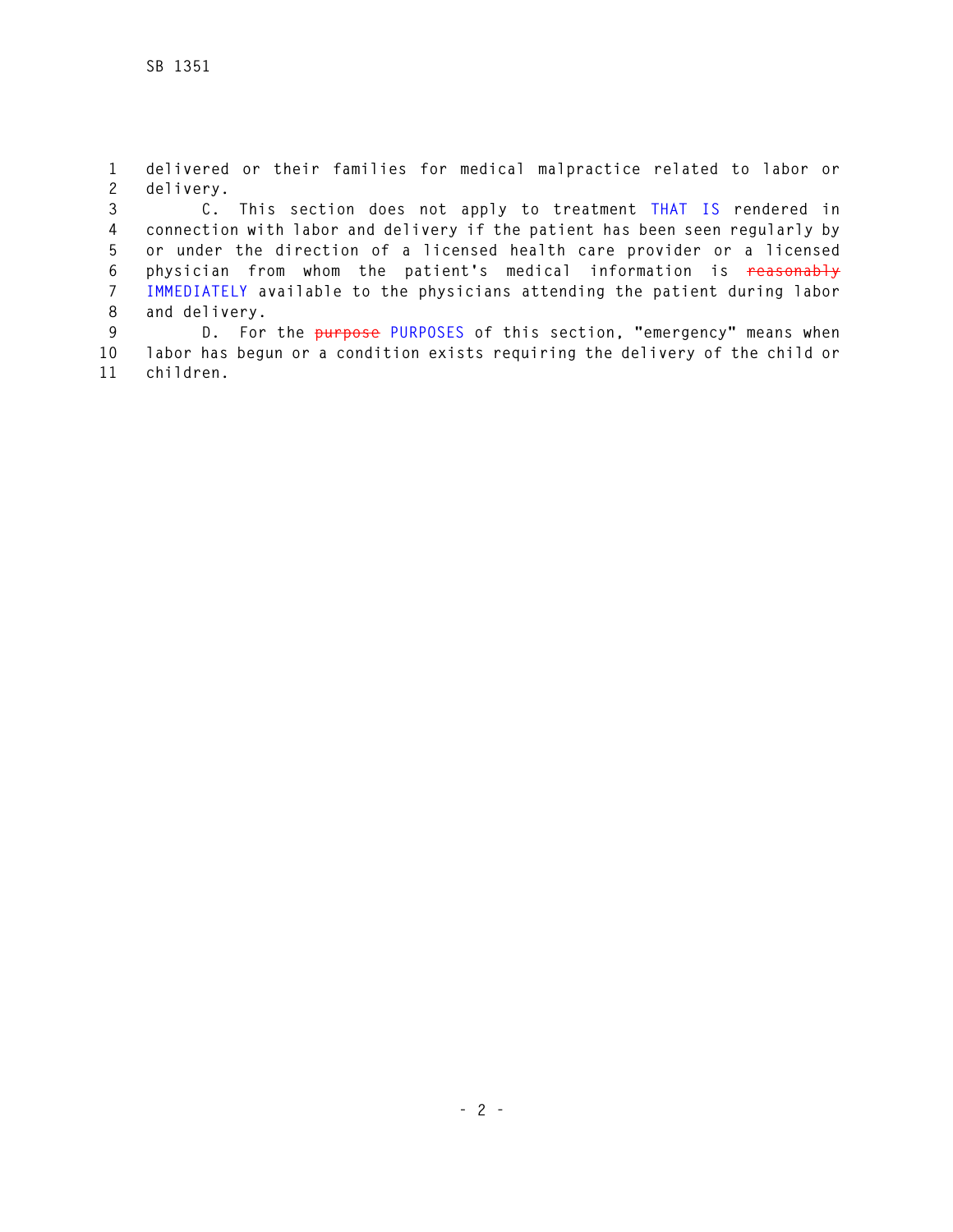delivered or their families for medical malpractice related to labor or delivery.

C. This section does not apply to treatment THAT IS rendered in connection with labor and delivery if the patient has been seen regularly by or under the direction of a licensed health care provider or a licensed physician from whom the patient's medical information is ~~reasonably~~ IMMEDIATELY available to the physicians attending the patient during labor and delivery.

D. For the ~~purpose~~ PURPOSES of this section, "emergency" means when labor has begun or a condition exists requiring the delivery of the child or children.